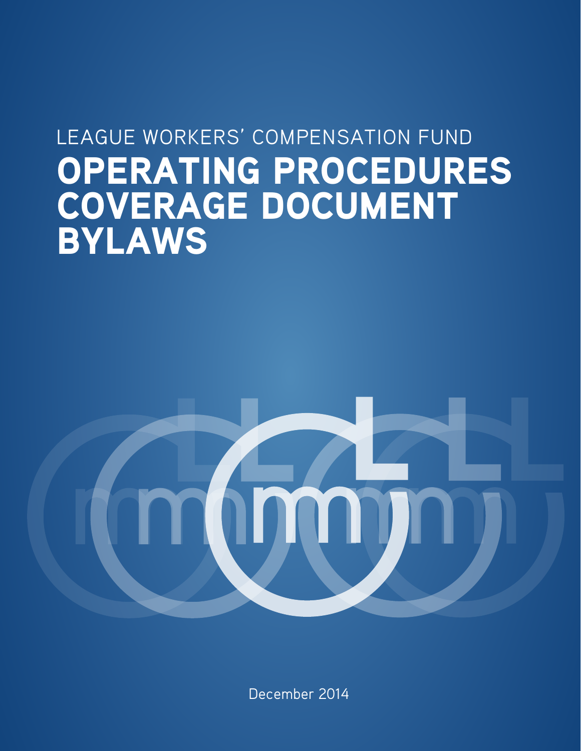LEAGUE WORKERS' COMPENSATION FUND

# OPERATING PROCEDURES
# COVERAGE DOCUMENT
# BYLAWS

December 2014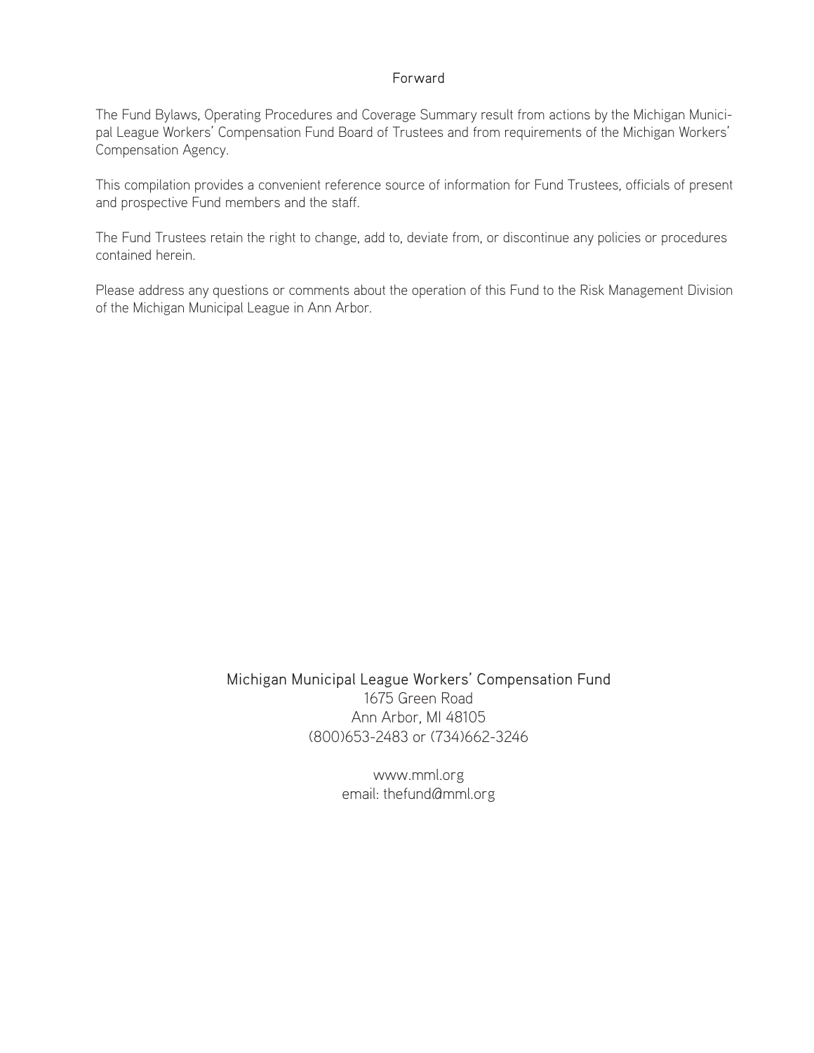## Forward

The Fund Bylaws, Operating Procedures and Coverage Summary result from actions by the Michigan Municipal League Workers' Compensation Fund Board of Trustees and from requirements of the Michigan Workers' Compensation Agency.

This compilation provides a convenient reference source of information for Fund Trustees, officials of present and prospective Fund members and the staff.

The Fund Trustees retain the right to change, add to, deviate from, or discontinue any policies or procedures contained herein.

Please address any questions or comments about the operation of this Fund to the Risk Management Division of the Michigan Municipal League in Ann Arbor.

Michigan Municipal League Workers' Compensation Fund
1675 Green Road
Ann Arbor, MI 48105
(800)653-2483 or (734)662-3246

www.mml.org
email: thefund@mml.org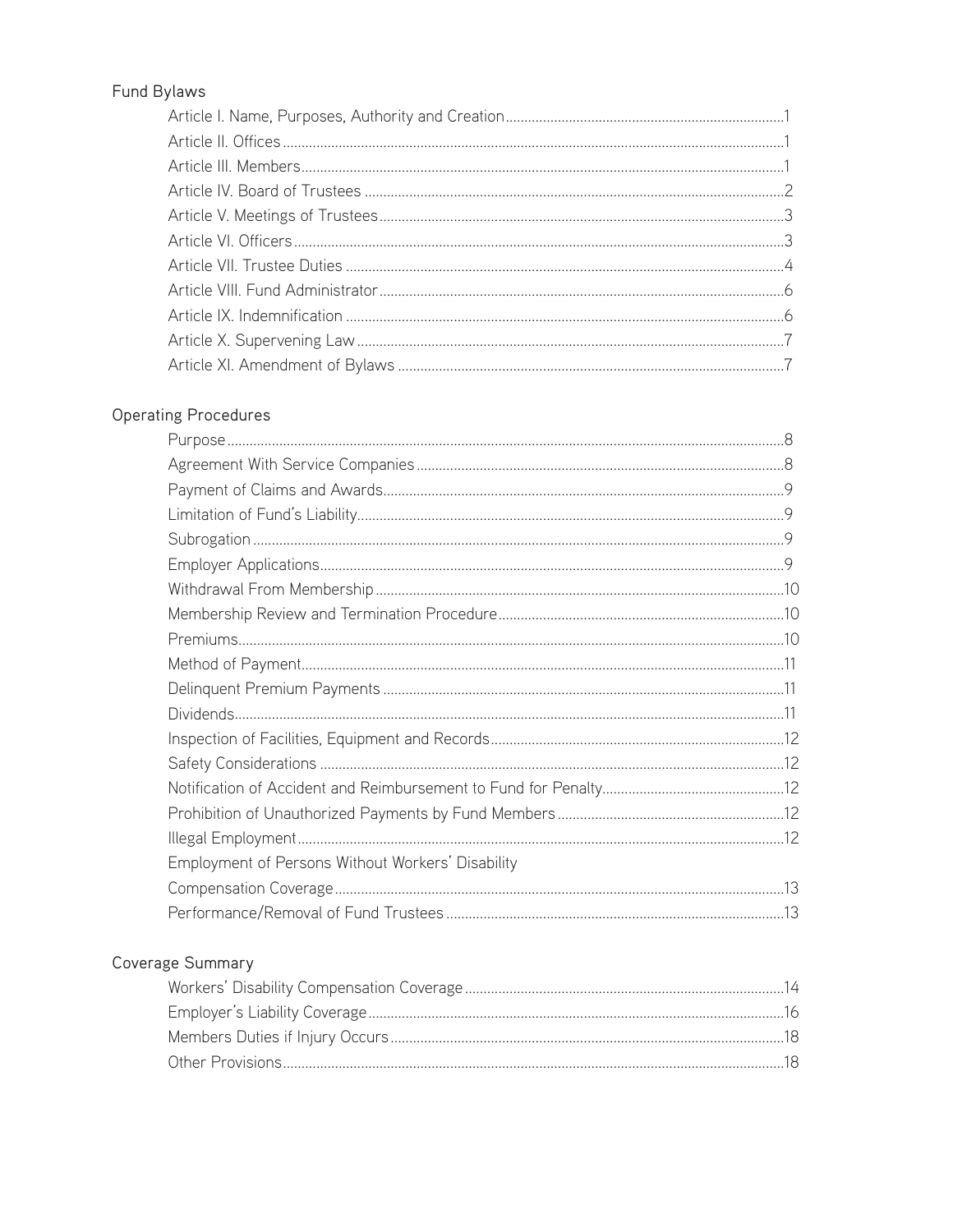## Fund Bylaws

- Article I. Name, Purposes, Authority and Creation....1
- Article II. Offices....1
- Article III. Members....1
- Article IV. Board of Trustees....2
- Article V. Meetings of Trustees....3
- Article VI. Officers....3
- Article VII. Trustee Duties....4
- Article VIII. Fund Administrator....6
- Article IX. Indemnification....6
- Article X. Supervening Law....7
- Article XI. Amendment of Bylaws....7

## Operating Procedures

- Purpose....8
- Agreement With Service Companies....8
- Payment of Claims and Awards....9
- Limitation of Fund's Liability....9
- Subrogation....9
- Employer Applications....9
- Withdrawal From Membership....10
- Membership Review and Termination Procedure....10
- Premiums....10
- Method of Payment....11
- Delinquent Premium Payments....11
- Dividends....11
- Inspection of Facilities, Equipment and Records....12
- Safety Considerations....12
- Notification of Accident and Reimbursement to Fund for Penalty....12
- Prohibition of Unauthorized Payments by Fund Members....12
- Illegal Employment....12
- Employment of Persons Without Workers' Disability Compensation Coverage....13
- Performance/Removal of Fund Trustees....13

## Coverage Summary

- Workers' Disability Compensation Coverage....14
- Employer's Liability Coverage....16
- Members Duties if Injury Occurs....18
- Other Provisions....18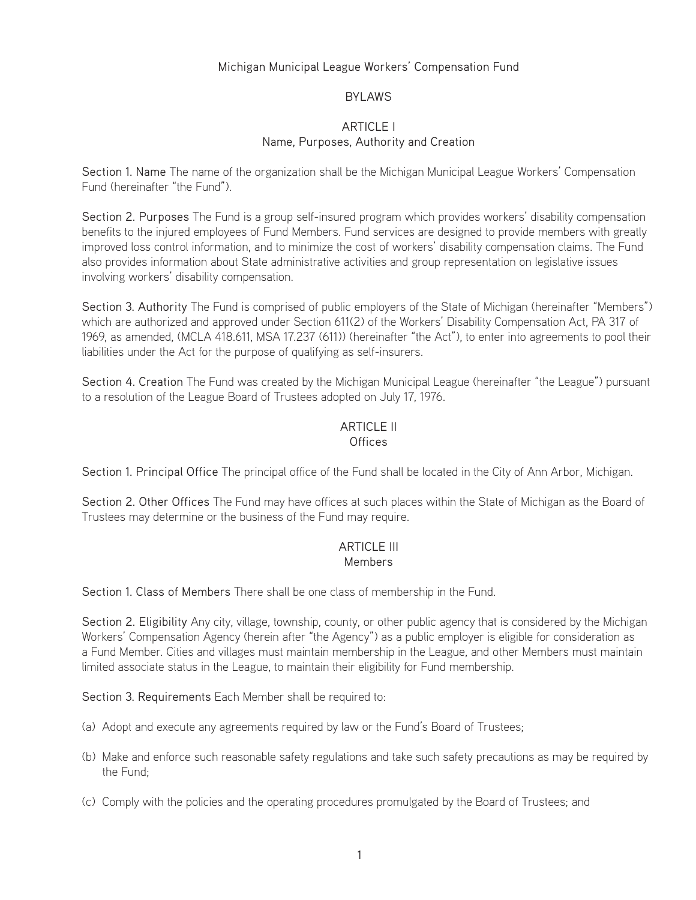Michigan Municipal League Workers' Compensation Fund

BYLAWS

## ARTICLE I
### Name, Purposes, Authority and Creation

**Section 1. Name** The name of the organization shall be the Michigan Municipal League Workers' Compensation Fund (hereinafter "the Fund").

**Section 2. Purposes** The Fund is a group self-insured program which provides workers' disability compensation benefits to the injured employees of Fund Members. Fund services are designed to provide members with greatly improved loss control information, and to minimize the cost of workers' disability compensation claims. The Fund also provides information about State administrative activities and group representation on legislative issues involving workers' disability compensation.

**Section 3. Authority** The Fund is comprised of public employers of the State of Michigan (hereinafter "Members") which are authorized and approved under Section 611(2) of the Workers' Disability Compensation Act, PA 317 of 1969, as amended, (MCLA 418.611, MSA 17.237 (611)) (hereinafter "the Act"), to enter into agreements to pool their liabilities under the Act for the purpose of qualifying as self-insurers.

**Section 4. Creation** The Fund was created by the Michigan Municipal League (hereinafter "the League") pursuant to a resolution of the League Board of Trustees adopted on July 17, 1976.

## ARTICLE II
### Offices

**Section 1. Principal Office** The principal office of the Fund shall be located in the City of Ann Arbor, Michigan.

**Section 2. Other Offices** The Fund may have offices at such places within the State of Michigan as the Board of Trustees may determine or the business of the Fund may require.

## ARTICLE III
### Members

**Section 1. Class of Members** There shall be one class of membership in the Fund.

**Section 2. Eligibility** Any city, village, township, county, or other public agency that is considered by the Michigan Workers' Compensation Agency (herein after "the Agency") as a public employer is eligible for consideration as a Fund Member. Cities and villages must maintain membership in the League, and other Members must maintain limited associate status in the League, to maintain their eligibility for Fund membership.

**Section 3. Requirements** Each Member shall be required to:

(a) Adopt and execute any agreements required by law or the Fund's Board of Trustees;

(b) Make and enforce such reasonable safety regulations and take such safety precautions as may be required by the Fund;

(c) Comply with the policies and the operating procedures promulgated by the Board of Trustees; and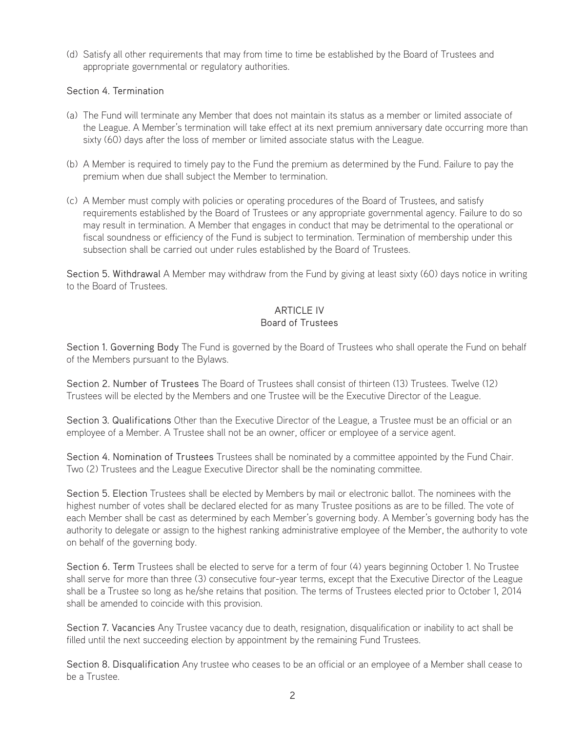(d) Satisfy all other requirements that may from time to time be established by the Board of Trustees and appropriate governmental or regulatory authorities.

### Section 4. Termination

(a) The Fund will terminate any Member that does not maintain its status as a member or limited associate of the League. A Member's termination will take effect at its next premium anniversary date occurring more than sixty (60) days after the loss of member or limited associate status with the League.

(b) A Member is required to timely pay to the Fund the premium as determined by the Fund. Failure to pay the premium when due shall subject the Member to termination.

(c) A Member must comply with policies or operating procedures of the Board of Trustees, and satisfy requirements established by the Board of Trustees or any appropriate governmental agency. Failure to do so may result in termination. A Member that engages in conduct that may be detrimental to the operational or fiscal soundness or efficiency of the Fund is subject to termination. Termination of membership under this subsection shall be carried out under rules established by the Board of Trustees.

**Section 5. Withdrawal** A Member may withdraw from the Fund by giving at least sixty (60) days notice in writing to the Board of Trustees.

## ARTICLE IV
## Board of Trustees

**Section 1. Governing Body** The Fund is governed by the Board of Trustees who shall operate the Fund on behalf of the Members pursuant to the Bylaws.

**Section 2. Number of Trustees** The Board of Trustees shall consist of thirteen (13) Trustees. Twelve (12) Trustees will be elected by the Members and one Trustee will be the Executive Director of the League.

**Section 3. Qualifications** Other than the Executive Director of the League, a Trustee must be an official or an employee of a Member. A Trustee shall not be an owner, officer or employee of a service agent.

**Section 4. Nomination of Trustees** Trustees shall be nominated by a committee appointed by the Fund Chair. Two (2) Trustees and the League Executive Director shall be the nominating committee.

**Section 5. Election** Trustees shall be elected by Members by mail or electronic ballot. The nominees with the highest number of votes shall be declared elected for as many Trustee positions as are to be filled. The vote of each Member shall be cast as determined by each Member's governing body. A Member's governing body has the authority to delegate or assign to the highest ranking administrative employee of the Member, the authority to vote on behalf of the governing body.

**Section 6. Term** Trustees shall be elected to serve for a term of four (4) years beginning October 1. No Trustee shall serve for more than three (3) consecutive four-year terms, except that the Executive Director of the League shall be a Trustee so long as he/she retains that position. The terms of Trustees elected prior to October 1, 2014 shall be amended to coincide with this provision.

**Section 7. Vacancies** Any Trustee vacancy due to death, resignation, disqualification or inability to act shall be filled until the next succeeding election by appointment by the remaining Fund Trustees.

**Section 8. Disqualification** Any trustee who ceases to be an official or an employee of a Member shall cease to be a Trustee.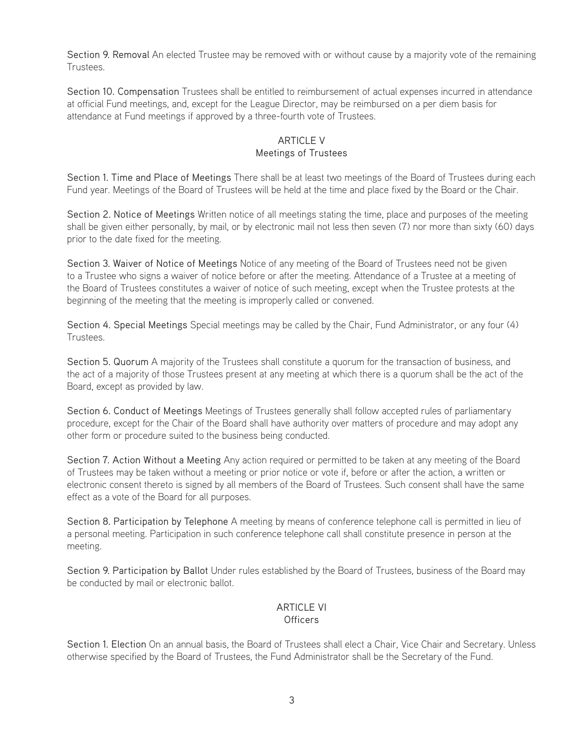**Section 9. Removal** An elected Trustee may be removed with or without cause by a majority vote of the remaining Trustees.

**Section 10. Compensation** Trustees shall be entitled to reimbursement of actual expenses incurred in attendance at official Fund meetings, and, except for the League Director, may be reimbursed on a per diem basis for attendance at Fund meetings if approved by a three-fourth vote of Trustees.

## ARTICLE V
## Meetings of Trustees

**Section 1. Time and Place of Meetings** There shall be at least two meetings of the Board of Trustees during each Fund year. Meetings of the Board of Trustees will be held at the time and place fixed by the Board or the Chair.

**Section 2. Notice of Meetings** Written notice of all meetings stating the time, place and purposes of the meeting shall be given either personally, by mail, or by electronic mail not less then seven (7) nor more than sixty (60) days prior to the date fixed for the meeting.

**Section 3. Waiver of Notice of Meetings** Notice of any meeting of the Board of Trustees need not be given to a Trustee who signs a waiver of notice before or after the meeting. Attendance of a Trustee at a meeting of the Board of Trustees constitutes a waiver of notice of such meeting, except when the Trustee protests at the beginning of the meeting that the meeting is improperly called or convened.

**Section 4. Special Meetings** Special meetings may be called by the Chair, Fund Administrator, or any four (4) Trustees.

**Section 5. Quorum** A majority of the Trustees shall constitute a quorum for the transaction of business, and the act of a majority of those Trustees present at any meeting at which there is a quorum shall be the act of the Board, except as provided by law.

**Section 6. Conduct of Meetings** Meetings of Trustees generally shall follow accepted rules of parliamentary procedure, except for the Chair of the Board shall have authority over matters of procedure and may adopt any other form or procedure suited to the business being conducted.

**Section 7. Action Without a Meeting** Any action required or permitted to be taken at any meeting of the Board of Trustees may be taken without a meeting or prior notice or vote if, before or after the action, a written or electronic consent thereto is signed by all members of the Board of Trustees. Such consent shall have the same effect as a vote of the Board for all purposes.

**Section 8. Participation by Telephone** A meeting by means of conference telephone call is permitted in lieu of a personal meeting. Participation in such conference telephone call shall constitute presence in person at the meeting.

**Section 9. Participation by Ballot** Under rules established by the Board of Trustees, business of the Board may be conducted by mail or electronic ballot.

## ARTICLE VI
## Officers

**Section 1. Election** On an annual basis, the Board of Trustees shall elect a Chair, Vice Chair and Secretary. Unless otherwise specified by the Board of Trustees, the Fund Administrator shall be the Secretary of the Fund.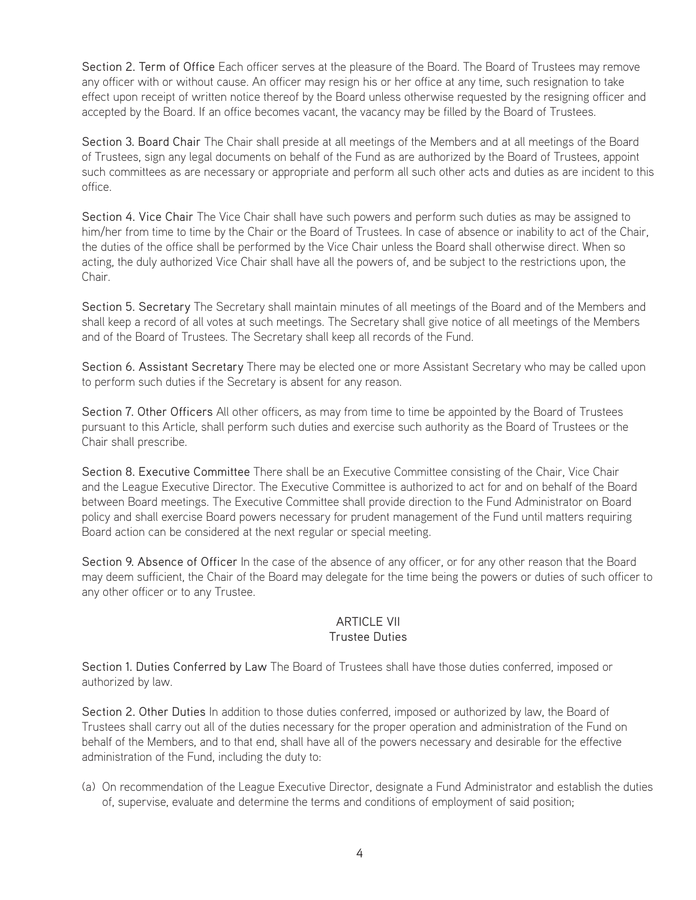**Section 2. Term of Office** Each officer serves at the pleasure of the Board. The Board of Trustees may remove any officer with or without cause. An officer may resign his or her office at any time, such resignation to take effect upon receipt of written notice thereof by the Board unless otherwise requested by the resigning officer and accepted by the Board. If an office becomes vacant, the vacancy may be filled by the Board of Trustees.

**Section 3. Board Chair** The Chair shall preside at all meetings of the Members and at all meetings of the Board of Trustees, sign any legal documents on behalf of the Fund as are authorized by the Board of Trustees, appoint such committees as are necessary or appropriate and perform all such other acts and duties as are incident to this office.

**Section 4. Vice Chair** The Vice Chair shall have such powers and perform such duties as may be assigned to him/her from time to time by the Chair or the Board of Trustees. In case of absence or inability to act of the Chair, the duties of the office shall be performed by the Vice Chair unless the Board shall otherwise direct. When so acting, the duly authorized Vice Chair shall have all the powers of, and be subject to the restrictions upon, the Chair.

**Section 5. Secretary** The Secretary shall maintain minutes of all meetings of the Board and of the Members and shall keep a record of all votes at such meetings. The Secretary shall give notice of all meetings of the Members and of the Board of Trustees. The Secretary shall keep all records of the Fund.

**Section 6. Assistant Secretary** There may be elected one or more Assistant Secretary who may be called upon to perform such duties if the Secretary is absent for any reason.

**Section 7. Other Officers** All other officers, as may from time to time be appointed by the Board of Trustees pursuant to this Article, shall perform such duties and exercise such authority as the Board of Trustees or the Chair shall prescribe.

**Section 8. Executive Committee** There shall be an Executive Committee consisting of the Chair, Vice Chair and the League Executive Director. The Executive Committee is authorized to act for and on behalf of the Board between Board meetings. The Executive Committee shall provide direction to the Fund Administrator on Board policy and shall exercise Board powers necessary for prudent management of the Fund until matters requiring Board action can be considered at the next regular or special meeting.

**Section 9. Absence of Officer** In the case of the absence of any officer, or for any other reason that the Board may deem sufficient, the Chair of the Board may delegate for the time being the powers or duties of such officer to any other officer or to any Trustee.

## ARTICLE VII
## Trustee Duties

**Section 1. Duties Conferred by Law** The Board of Trustees shall have those duties conferred, imposed or authorized by law.

**Section 2. Other Duties** In addition to those duties conferred, imposed or authorized by law, the Board of Trustees shall carry out all of the duties necessary for the proper operation and administration of the Fund on behalf of the Members, and to that end, shall have all of the powers necessary and desirable for the effective administration of the Fund, including the duty to:

(a) On recommendation of the League Executive Director, designate a Fund Administrator and establish the duties of, supervise, evaluate and determine the terms and conditions of employment of said position;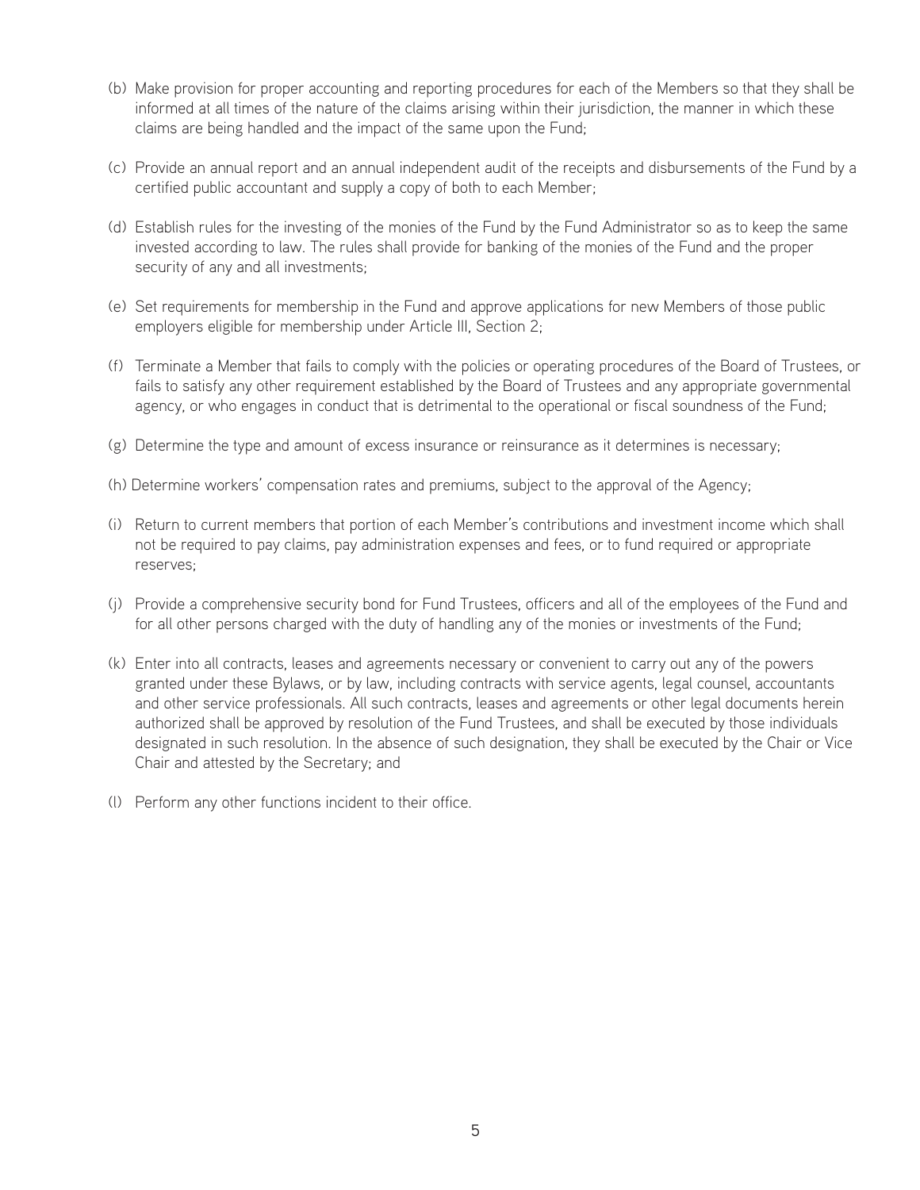(b) Make provision for proper accounting and reporting procedures for each of the Members so that they shall be informed at all times of the nature of the claims arising within their jurisdiction, the manner in which these claims are being handled and the impact of the same upon the Fund;

(c) Provide an annual report and an annual independent audit of the receipts and disbursements of the Fund by a certified public accountant and supply a copy of both to each Member;

(d) Establish rules for the investing of the monies of the Fund by the Fund Administrator so as to keep the same invested according to law. The rules shall provide for banking of the monies of the Fund and the proper security of any and all investments;

(e) Set requirements for membership in the Fund and approve applications for new Members of those public employers eligible for membership under Article III, Section 2;

(f) Terminate a Member that fails to comply with the policies or operating procedures of the Board of Trustees, or fails to satisfy any other requirement established by the Board of Trustees and any appropriate governmental agency, or who engages in conduct that is detrimental to the operational or fiscal soundness of the Fund;

(g) Determine the type and amount of excess insurance or reinsurance as it determines is necessary;

(h) Determine workers' compensation rates and premiums, subject to the approval of the Agency;

(i) Return to current members that portion of each Member's contributions and investment income which shall not be required to pay claims, pay administration expenses and fees, or to fund required or appropriate reserves;

(j) Provide a comprehensive security bond for Fund Trustees, officers and all of the employees of the Fund and for all other persons charged with the duty of handling any of the monies or investments of the Fund;

(k) Enter into all contracts, leases and agreements necessary or convenient to carry out any of the powers granted under these Bylaws, or by law, including contracts with service agents, legal counsel, accountants and other service professionals. All such contracts, leases and agreements or other legal documents herein authorized shall be approved by resolution of the Fund Trustees, and shall be executed by those individuals designated in such resolution. In the absence of such designation, they shall be executed by the Chair or Vice Chair and attested by the Secretary; and

(l) Perform any other functions incident to their office.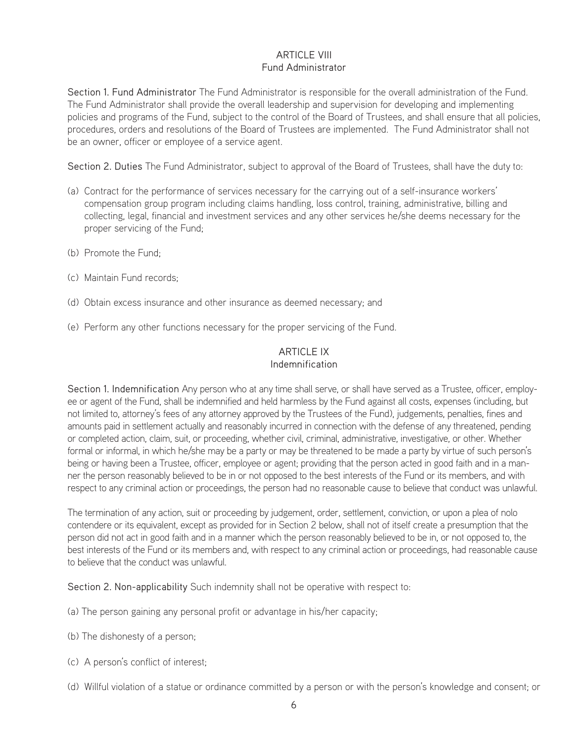## ARTICLE VIII
### Fund Administrator

**Section 1. Fund Administrator** The Fund Administrator is responsible for the overall administration of the Fund. The Fund Administrator shall provide the overall leadership and supervision for developing and implementing policies and programs of the Fund, subject to the control of the Board of Trustees, and shall ensure that all policies, procedures, orders and resolutions of the Board of Trustees are implemented. The Fund Administrator shall not be an owner, officer or employee of a service agent.

**Section 2. Duties** The Fund Administrator, subject to approval of the Board of Trustees, shall have the duty to:

(a) Contract for the performance of services necessary for the carrying out of a self-insurance workers' compensation group program including claims handling, loss control, training, administrative, billing and collecting, legal, financial and investment services and any other services he/she deems necessary for the proper servicing of the Fund;

(b) Promote the Fund;

(c) Maintain Fund records;

(d) Obtain excess insurance and other insurance as deemed necessary; and

(e) Perform any other functions necessary for the proper servicing of the Fund.

## ARTICLE IX
### Indemnification

**Section 1. Indemnification** Any person who at any time shall serve, or shall have served as a Trustee, officer, employee or agent of the Fund, shall be indemnified and held harmless by the Fund against all costs, expenses (including, but not limited to, attorney's fees of any attorney approved by the Trustees of the Fund), judgements, penalties, fines and amounts paid in settlement actually and reasonably incurred in connection with the defense of any threatened, pending or completed action, claim, suit, or proceeding, whether civil, criminal, administrative, investigative, or other. Whether formal or informal, in which he/she may be a party or may be threatened to be made a party by virtue of such person's being or having been a Trustee, officer, employee or agent; providing that the person acted in good faith and in a manner the person reasonably believed to be in or not opposed to the best interests of the Fund or its members, and with respect to any criminal action or proceedings, the person had no reasonable cause to believe that conduct was unlawful.

The termination of any action, suit or proceeding by judgement, order, settlement, conviction, or upon a plea of nolo contendere or its equivalent, except as provided for in Section 2 below, shall not of itself create a presumption that the person did not act in good faith and in a manner which the person reasonably believed to be in, or not opposed to, the best interests of the Fund or its members and, with respect to any criminal action or proceedings, had reasonable cause to believe that the conduct was unlawful.

**Section 2. Non-applicability** Such indemnity shall not be operative with respect to:

(a) The person gaining any personal profit or advantage in his/her capacity;

(b) The dishonesty of a person;

(c) A person's conflict of interest;

(d) Willful violation of a statue or ordinance committed by a person or with the person's knowledge and consent; or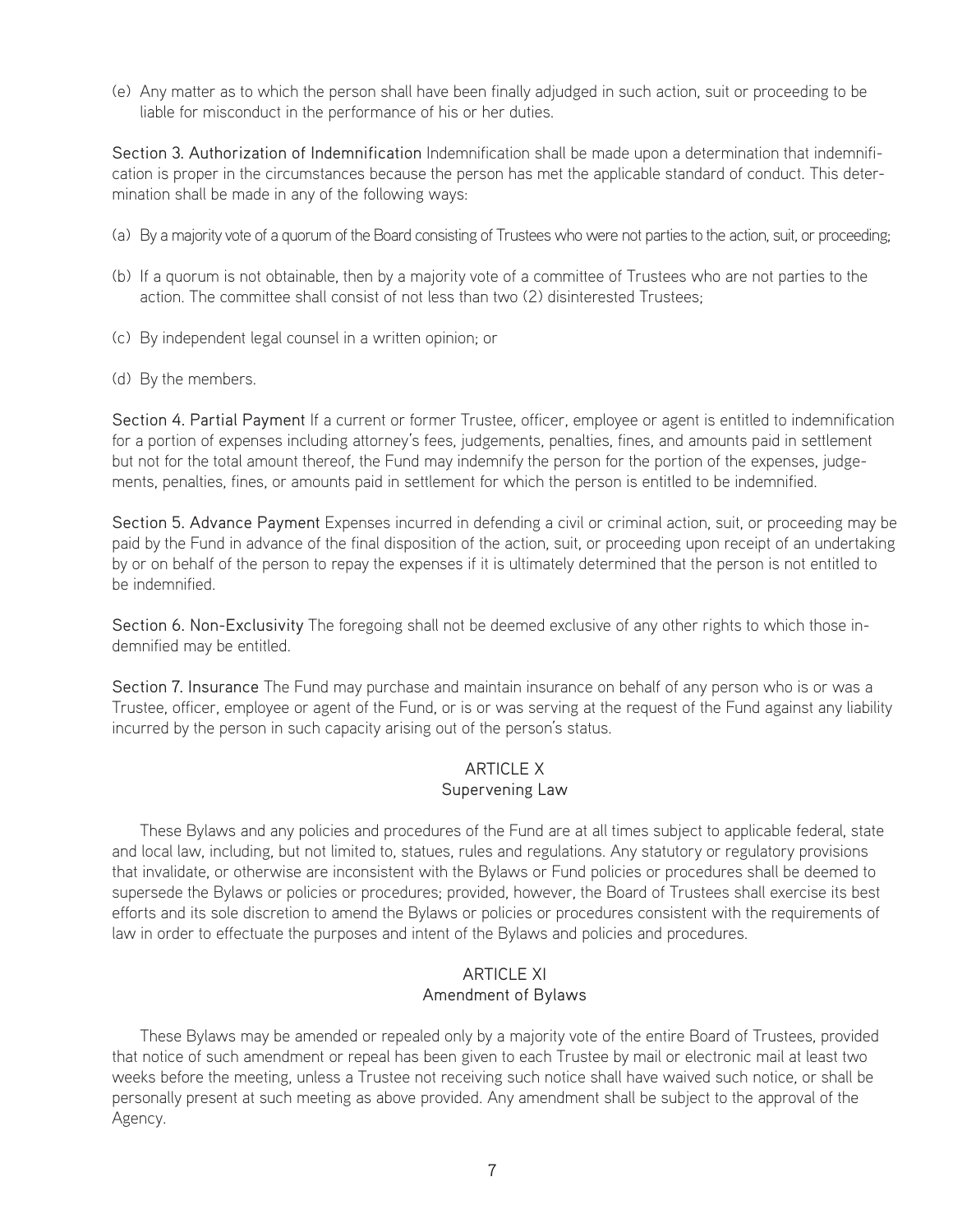(e) Any matter as to which the person shall have been finally adjudged in such action, suit or proceeding to be liable for misconduct in the performance of his or her duties.

**Section 3. Authorization of Indemnification** Indemnification shall be made upon a determination that indemnification is proper in the circumstances because the person has met the applicable standard of conduct. This determination shall be made in any of the following ways:

(a) By a majority vote of a quorum of the Board consisting of Trustees who were not parties to the action, suit, or proceeding;

(b) If a quorum is not obtainable, then by a majority vote of a committee of Trustees who are not parties to the action. The committee shall consist of not less than two (2) disinterested Trustees;

(c) By independent legal counsel in a written opinion; or

(d) By the members.

**Section 4. Partial Payment** If a current or former Trustee, officer, employee or agent is entitled to indemnification for a portion of expenses including attorney's fees, judgements, penalties, fines, and amounts paid in settlement but not for the total amount thereof, the Fund may indemnify the person for the portion of the expenses, judgements, penalties, fines, or amounts paid in settlement for which the person is entitled to be indemnified.

**Section 5. Advance Payment** Expenses incurred in defending a civil or criminal action, suit, or proceeding may be paid by the Fund in advance of the final disposition of the action, suit, or proceeding upon receipt of an undertaking by or on behalf of the person to repay the expenses if it is ultimately determined that the person is not entitled to be indemnified.

**Section 6. Non-Exclusivity** The foregoing shall not be deemed exclusive of any other rights to which those indemnified may be entitled.

**Section 7. Insurance** The Fund may purchase and maintain insurance on behalf of any person who is or was a Trustee, officer, employee or agent of the Fund, or is or was serving at the request of the Fund against any liability incurred by the person in such capacity arising out of the person's status.

## ARTICLE X
## Supervening Law

These Bylaws and any policies and procedures of the Fund are at all times subject to applicable federal, state and local law, including, but not limited to, statues, rules and regulations. Any statutory or regulatory provisions that invalidate, or otherwise are inconsistent with the Bylaws or Fund policies or procedures shall be deemed to supersede the Bylaws or policies or procedures; provided, however, the Board of Trustees shall exercise its best efforts and its sole discretion to amend the Bylaws or policies or procedures consistent with the requirements of law in order to effectuate the purposes and intent of the Bylaws and policies and procedures.

## ARTICLE XI
## Amendment of Bylaws

These Bylaws may be amended or repealed only by a majority vote of the entire Board of Trustees, provided that notice of such amendment or repeal has been given to each Trustee by mail or electronic mail at least two weeks before the meeting, unless a Trustee not receiving such notice shall have waived such notice, or shall be personally present at such meeting as above provided. Any amendment shall be subject to the approval of the Agency.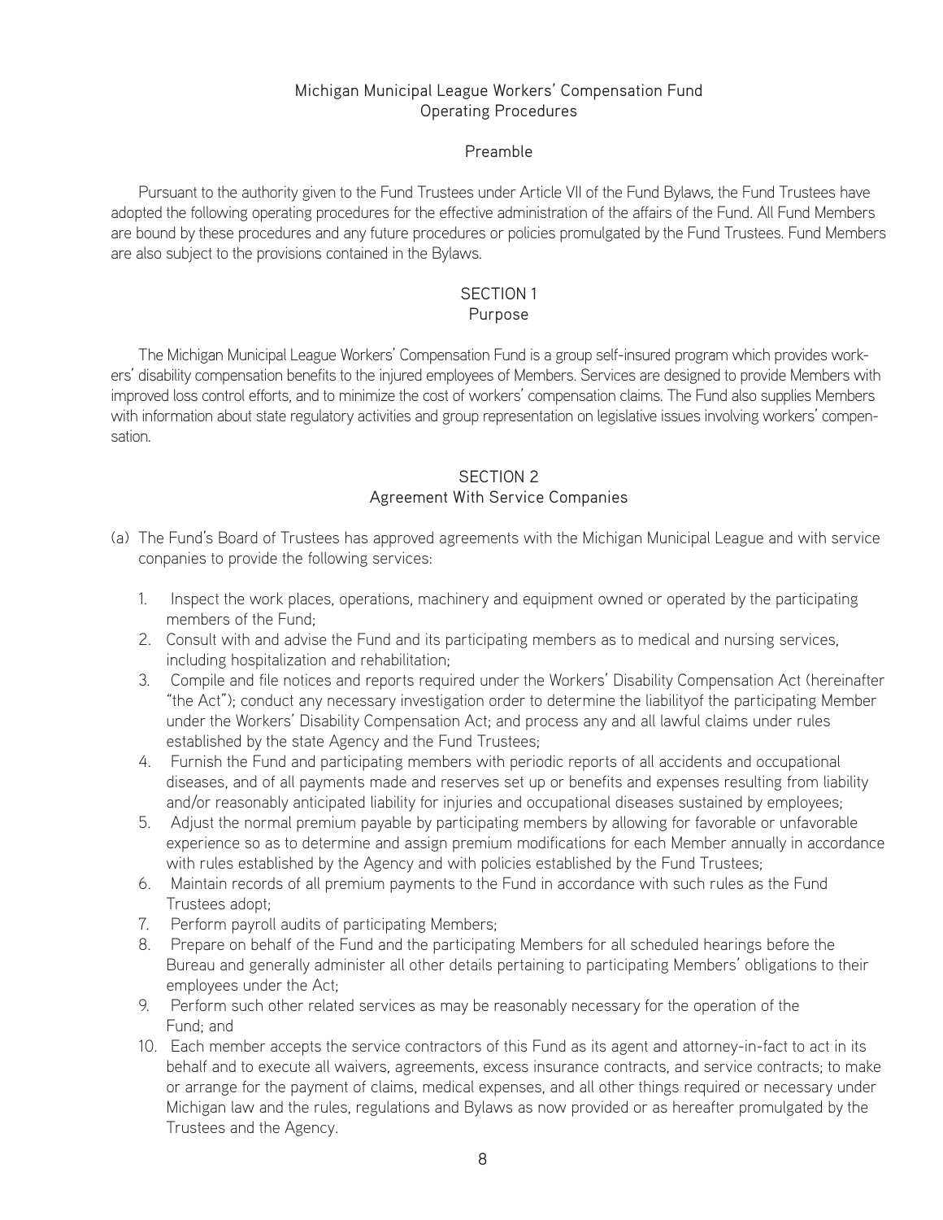# Michigan Municipal League Workers' Compensation Fund
# Operating Procedures

## Preamble

Pursuant to the authority given to the Fund Trustees under Article VII of the Fund Bylaws, the Fund Trustees have adopted the following operating procedures for the effective administration of the affairs of the Fund. All Fund Members are bound by these procedures and any future procedures or policies promulgated by the Fund Trustees. Fund Members are also subject to the provisions contained in the Bylaws.

## SECTION 1
## Purpose

The Michigan Municipal League Workers' Compensation Fund is a group self-insured program which provides workers' disability compensation benefits to the injured employees of Members. Services are designed to provide Members with improved loss control efforts, and to minimize the cost of workers' compensation claims. The Fund also supplies Members with information about state regulatory activities and group representation on legislative issues involving workers' compensation.

## SECTION 2
## Agreement With Service Companies

(a) The Fund's Board of Trustees has approved agreements with the Michigan Municipal League and with service conpanies to provide the following services:

1. Inspect the work places, operations, machinery and equipment owned or operated by the participating members of the Fund;
2. Consult with and advise the Fund and its participating members as to medical and nursing services, including hospitalization and rehabilitation;
3. Compile and file notices and reports required under the Workers' Disability Compensation Act (hereinafter "the Act"); conduct any necessary investigation order to determine the liabilityof the participating Member under the Workers' Disability Compensation Act; and process any and all lawful claims under rules established by the state Agency and the Fund Trustees;
4. Furnish the Fund and participating members with periodic reports of all accidents and occupational diseases, and of all payments made and reserves set up or benefits and expenses resulting from liability and/or reasonably anticipated liability for injuries and occupational diseases sustained by employees;
5. Adjust the normal premium payable by participating members by allowing for favorable or unfavorable experience so as to determine and assign premium modifications for each Member annually in accordance with rules established by the Agency and with policies established by the Fund Trustees;
6. Maintain records of all premium payments to the Fund in accordance with such rules as the Fund Trustees adopt;
7. Perform payroll audits of participating Members;
8. Prepare on behalf of the Fund and the participating Members for all scheduled hearings before the Bureau and generally administer all other details pertaining to participating Members' obligations to their employees under the Act;
9. Perform such other related services as may be reasonably necessary for the operation of the Fund; and
10. Each member accepts the service contractors of this Fund as its agent and attorney-in-fact to act in its behalf and to execute all waivers, agreements, excess insurance contracts, and service contracts; to make or arrange for the payment of claims, medical expenses, and all other things required or necessary under Michigan law and the rules, regulations and Bylaws as now provided or as hereafter promulgated by the Trustees and the Agency.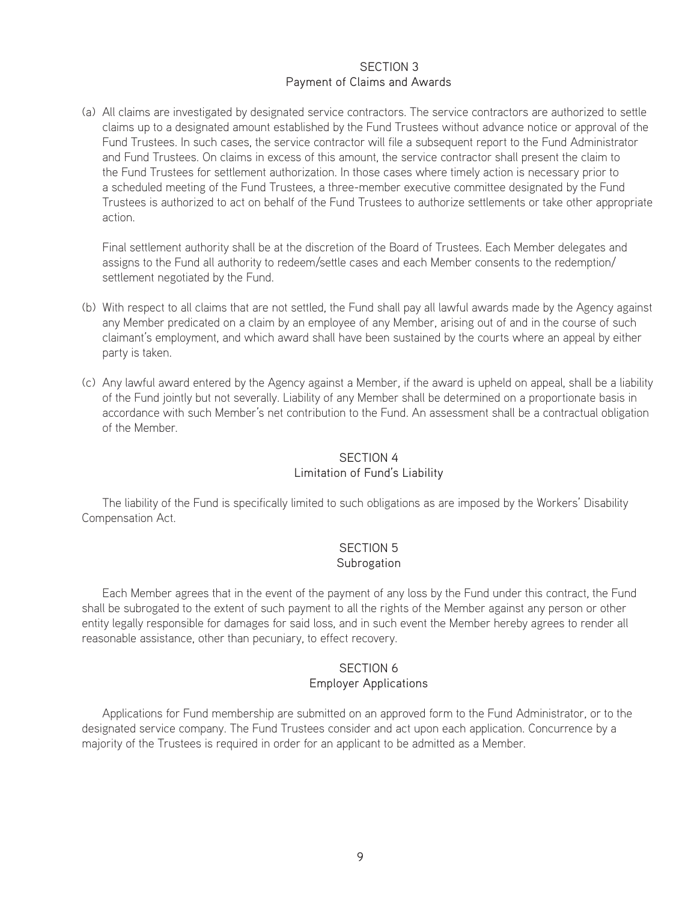## SECTION 3
### Payment of Claims and Awards

(a) All claims are investigated by designated service contractors. The service contractors are authorized to settle claims up to a designated amount established by the Fund Trustees without advance notice or approval of the Fund Trustees. In such cases, the service contractor will file a subsequent report to the Fund Administrator and Fund Trustees. On claims in excess of this amount, the service contractor shall present the claim to the Fund Trustees for settlement authorization. In those cases where timely action is necessary prior to a scheduled meeting of the Fund Trustees, a three-member executive committee designated by the Fund Trustees is authorized to act on behalf of the Fund Trustees to authorize settlements or take other appropriate action.

Final settlement authority shall be at the discretion of the Board of Trustees. Each Member delegates and assigns to the Fund all authority to redeem/settle cases and each Member consents to the redemption/settlement negotiated by the Fund.

(b) With respect to all claims that are not settled, the Fund shall pay all lawful awards made by the Agency against any Member predicated on a claim by an employee of any Member, arising out of and in the course of such claimant's employment, and which award shall have been sustained by the courts where an appeal by either party is taken.

(c) Any lawful award entered by the Agency against a Member, if the award is upheld on appeal, shall be a liability of the Fund jointly but not severally. Liability of any Member shall be determined on a proportionate basis in accordance with such Member's net contribution to the Fund. An assessment shall be a contractual obligation of the Member.

## SECTION 4
### Limitation of Fund's Liability

The liability of the Fund is specifically limited to such obligations as are imposed by the Workers' Disability Compensation Act.

## SECTION 5
### Subrogation

Each Member agrees that in the event of the payment of any loss by the Fund under this contract, the Fund shall be subrogated to the extent of such payment to all the rights of the Member against any person or other entity legally responsible for damages for said loss, and in such event the Member hereby agrees to render all reasonable assistance, other than pecuniary, to effect recovery.

## SECTION 6
### Employer Applications

Applications for Fund membership are submitted on an approved form to the Fund Administrator, or to the designated service company. The Fund Trustees consider and act upon each application. Concurrence by a majority of the Trustees is required in order for an applicant to be admitted as a Member.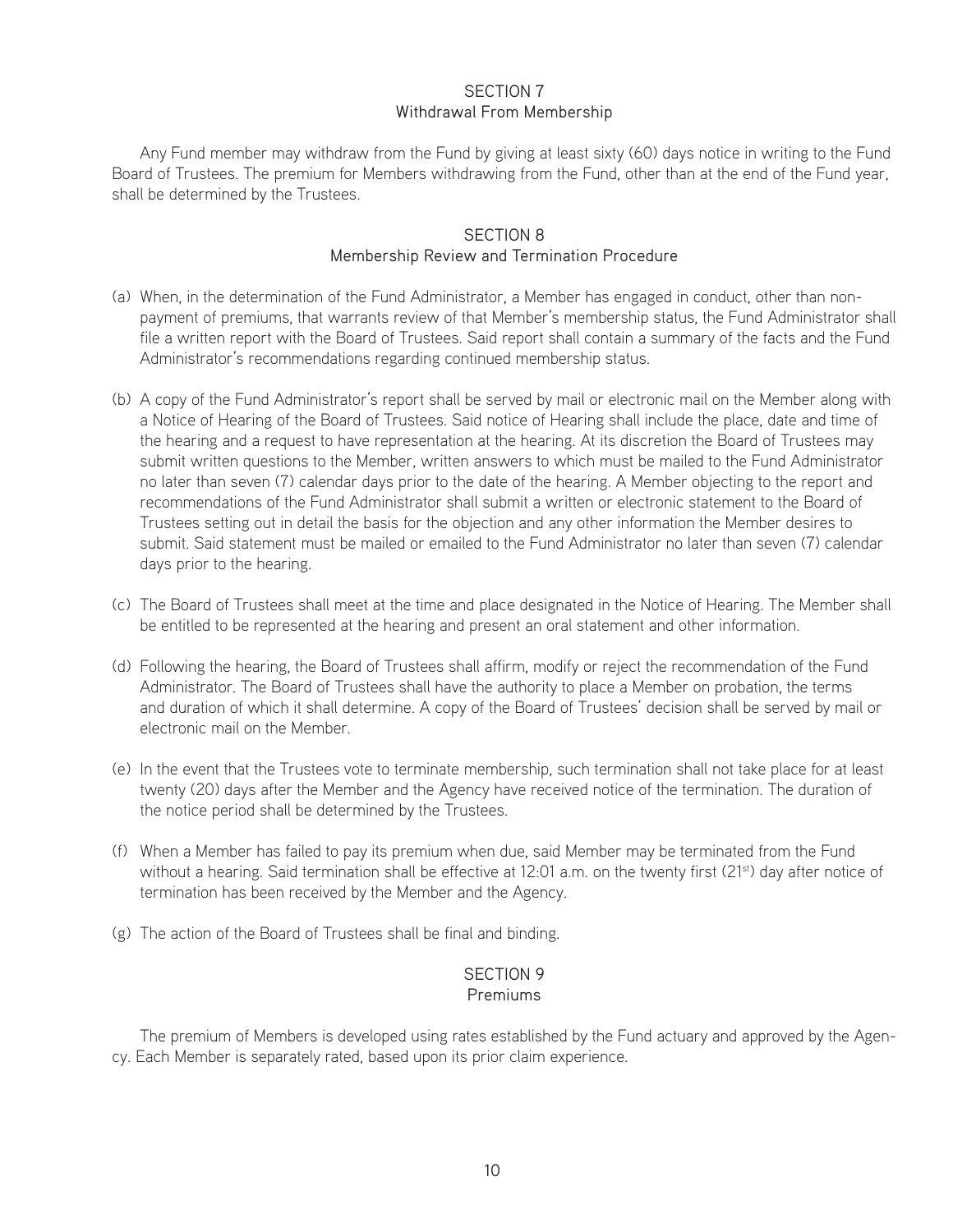## SECTION 7
### Withdrawal From Membership

Any Fund member may withdraw from the Fund by giving at least sixty (60) days notice in writing to the Fund Board of Trustees. The premium for Members withdrawing from the Fund, other than at the end of the Fund year, shall be determined by the Trustees.

## SECTION 8
### Membership Review and Termination Procedure

(a) When, in the determination of the Fund Administrator, a Member has engaged in conduct, other than non-payment of premiums, that warrants review of that Member's membership status, the Fund Administrator shall file a written report with the Board of Trustees. Said report shall contain a summary of the facts and the Fund Administrator's recommendations regarding continued membership status.

(b) A copy of the Fund Administrator's report shall be served by mail or electronic mail on the Member along with a Notice of Hearing of the Board of Trustees. Said notice of Hearing shall include the place, date and time of the hearing and a request to have representation at the hearing. At its discretion the Board of Trustees may submit written questions to the Member, written answers to which must be mailed to the Fund Administrator no later than seven (7) calendar days prior to the date of the hearing. A Member objecting to the report and recommendations of the Fund Administrator shall submit a written or electronic statement to the Board of Trustees setting out in detail the basis for the objection and any other information the Member desires to submit. Said statement must be mailed or emailed to the Fund Administrator no later than seven (7) calendar days prior to the hearing.

(c) The Board of Trustees shall meet at the time and place designated in the Notice of Hearing. The Member shall be entitled to be represented at the hearing and present an oral statement and other information.

(d) Following the hearing, the Board of Trustees shall affirm, modify or reject the recommendation of the Fund Administrator. The Board of Trustees shall have the authority to place a Member on probation, the terms and duration of which it shall determine. A copy of the Board of Trustees' decision shall be served by mail or electronic mail on the Member.

(e) In the event that the Trustees vote to terminate membership, such termination shall not take place for at least twenty (20) days after the Member and the Agency have received notice of the termination. The duration of the notice period shall be determined by the Trustees.

(f) When a Member has failed to pay its premium when due, said Member may be terminated from the Fund without a hearing. Said termination shall be effective at 12:01 a.m. on the twenty first (21st) day after notice of termination has been received by the Member and the Agency.

(g) The action of the Board of Trustees shall be final and binding.

## SECTION 9
### Premiums

The premium of Members is developed using rates established by the Fund actuary and approved by the Agency. Each Member is separately rated, based upon its prior claim experience.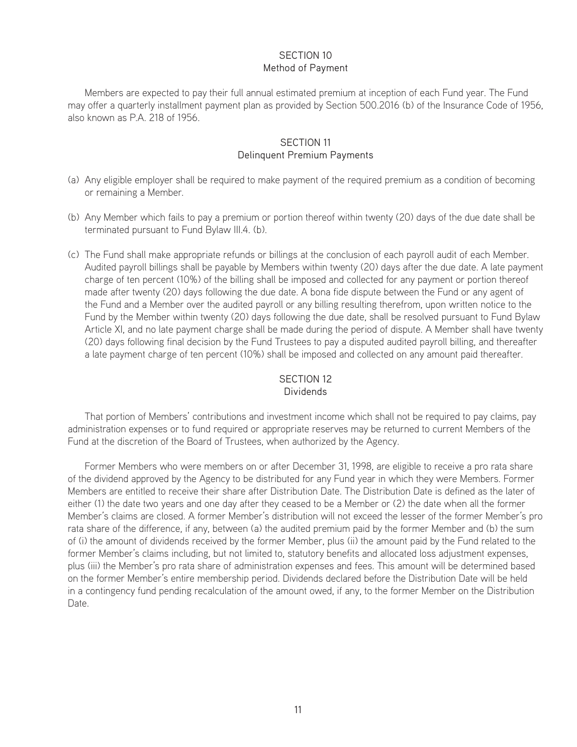## SECTION 10
### Method of Payment

Members are expected to pay their full annual estimated premium at inception of each Fund year. The Fund may offer a quarterly installment payment plan as provided by Section 500.2016 (b) of the Insurance Code of 1956, also known as P.A. 218 of 1956.

## SECTION 11
### Delinquent Premium Payments

(a) Any eligible employer shall be required to make payment of the required premium as a condition of becoming or remaining a Member.

(b) Any Member which fails to pay a premium or portion thereof within twenty (20) days of the due date shall be terminated pursuant to Fund Bylaw III.4. (b).

(c) The Fund shall make appropriate refunds or billings at the conclusion of each payroll audit of each Member. Audited payroll billings shall be payable by Members within twenty (20) days after the due date. A late payment charge of ten percent (10%) of the billing shall be imposed and collected for any payment or portion thereof made after twenty (20) days following the due date. A bona fide dispute between the Fund or any agent of the Fund and a Member over the audited payroll or any billing resulting therefrom, upon written notice to the Fund by the Member within twenty (20) days following the due date, shall be resolved pursuant to Fund Bylaw Article XI, and no late payment charge shall be made during the period of dispute. A Member shall have twenty (20) days following final decision by the Fund Trustees to pay a disputed audited payroll billing, and thereafter a late payment charge of ten percent (10%) shall be imposed and collected on any amount paid thereafter.

## SECTION 12
### Dividends

That portion of Members' contributions and investment income which shall not be required to pay claims, pay administration expenses or to fund required or appropriate reserves may be returned to current Members of the Fund at the discretion of the Board of Trustees, when authorized by the Agency.

Former Members who were members on or after December 31, 1998, are eligible to receive a pro rata share of the dividend approved by the Agency to be distributed for any Fund year in which they were Members. Former Members are entitled to receive their share after Distribution Date. The Distribution Date is defined as the later of either (1) the date two years and one day after they ceased to be a Member or (2) the date when all the former Member's claims are closed. A former Member's distribution will not exceed the lesser of the former Member's pro rata share of the difference, if any, between (a) the audited premium paid by the former Member and (b) the sum of (i) the amount of dividends received by the former Member, plus (ii) the amount paid by the Fund related to the former Member's claims including, but not limited to, statutory benefits and allocated loss adjustment expenses, plus (iii) the Member's pro rata share of administration expenses and fees. This amount will be determined based on the former Member's entire membership period. Dividends declared before the Distribution Date will be held in a contingency fund pending recalculation of the amount owed, if any, to the former Member on the Distribution Date.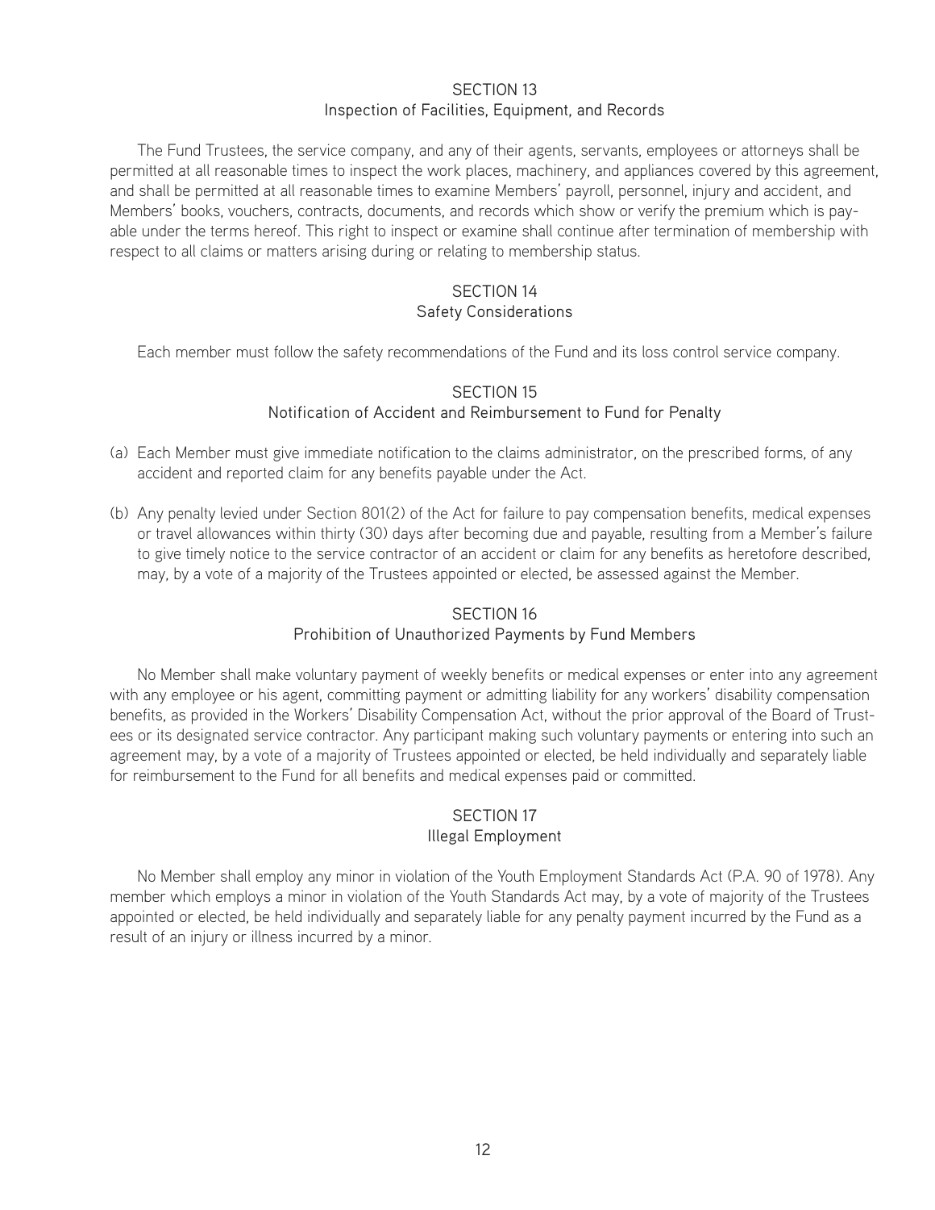## SECTION 13
### Inspection of Facilities, Equipment, and Records

The Fund Trustees, the service company, and any of their agents, servants, employees or attorneys shall be permitted at all reasonable times to inspect the work places, machinery, and appliances covered by this agreement, and shall be permitted at all reasonable times to examine Members' payroll, personnel, injury and accident, and Members' books, vouchers, contracts, documents, and records which show or verify the premium which is payable under the terms hereof. This right to inspect or examine shall continue after termination of membership with respect to all claims or matters arising during or relating to membership status.

## SECTION 14
### Safety Considerations

Each member must follow the safety recommendations of the Fund and its loss control service company.

## SECTION 15
### Notification of Accident and Reimbursement to Fund for Penalty

(a) Each Member must give immediate notification to the claims administrator, on the prescribed forms, of any accident and reported claim for any benefits payable under the Act.

(b) Any penalty levied under Section 801(2) of the Act for failure to pay compensation benefits, medical expenses or travel allowances within thirty (30) days after becoming due and payable, resulting from a Member's failure to give timely notice to the service contractor of an accident or claim for any benefits as heretofore described, may, by a vote of a majority of the Trustees appointed or elected, be assessed against the Member.

## SECTION 16
### Prohibition of Unauthorized Payments by Fund Members

No Member shall make voluntary payment of weekly benefits or medical expenses or enter into any agreement with any employee or his agent, committing payment or admitting liability for any workers' disability compensation benefits, as provided in the Workers' Disability Compensation Act, without the prior approval of the Board of Trustees or its designated service contractor. Any participant making such voluntary payments or entering into such an agreement may, by a vote of a majority of Trustees appointed or elected, be held individually and separately liable for reimbursement to the Fund for all benefits and medical expenses paid or committed.

## SECTION 17
### Illegal Employment

No Member shall employ any minor in violation of the Youth Employment Standards Act (P.A. 90 of 1978). Any member which employs a minor in violation of the Youth Standards Act may, by a vote of majority of the Trustees appointed or elected, be held individually and separately liable for any penalty payment incurred by the Fund as a result of an injury or illness incurred by a minor.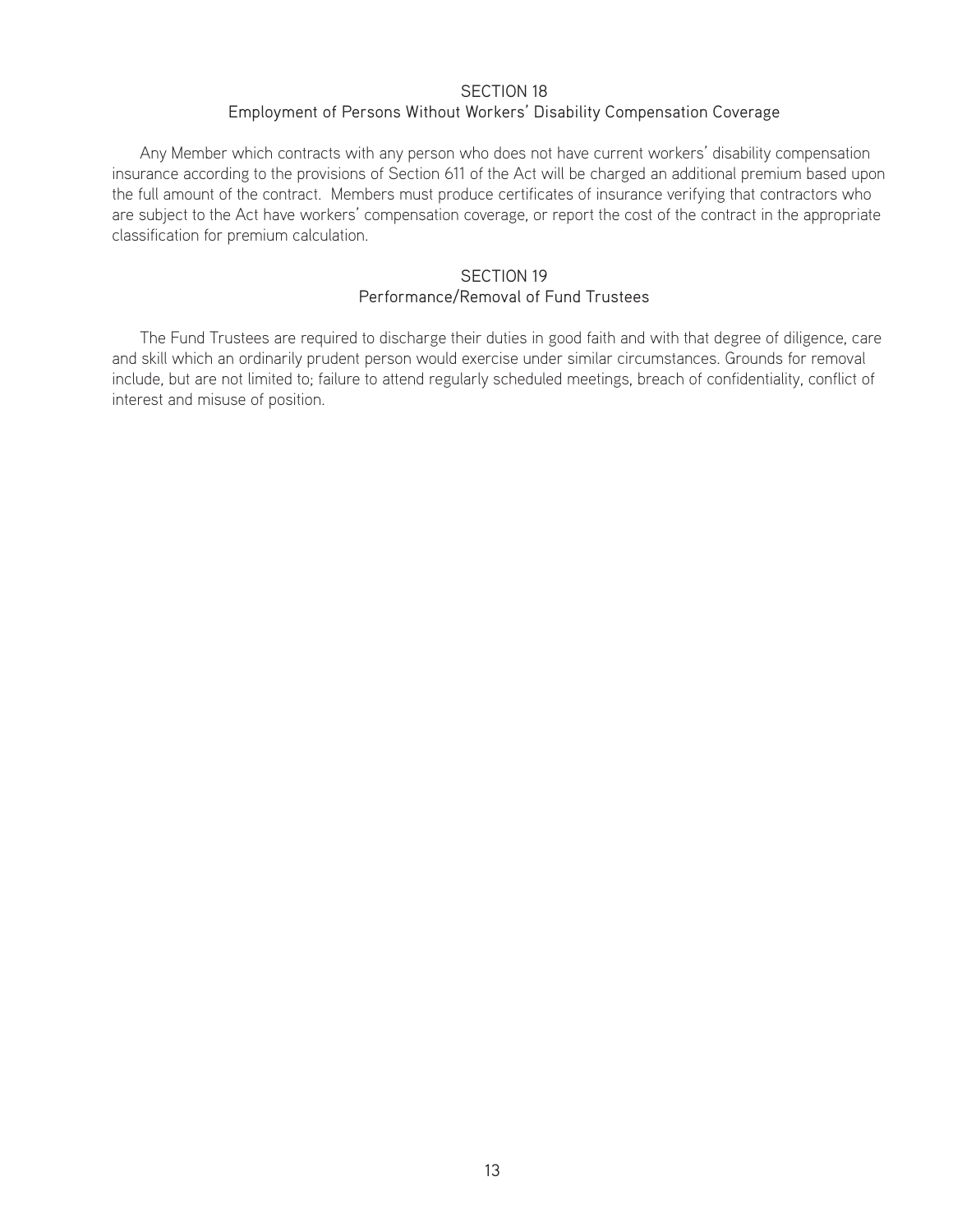## SECTION 18
### Employment of Persons Without Workers' Disability Compensation Coverage

Any Member which contracts with any person who does not have current workers' disability compensation insurance according to the provisions of Section 611 of the Act will be charged an additional premium based upon the full amount of the contract. Members must produce certificates of insurance verifying that contractors who are subject to the Act have workers' compensation coverage, or report the cost of the contract in the appropriate classification for premium calculation.

## SECTION 19
### Performance/Removal of Fund Trustees

The Fund Trustees are required to discharge their duties in good faith and with that degree of diligence, care and skill which an ordinarily prudent person would exercise under similar circumstances. Grounds for removal include, but are not limited to; failure to attend regularly scheduled meetings, breach of confidentiality, conflict of interest and misuse of position.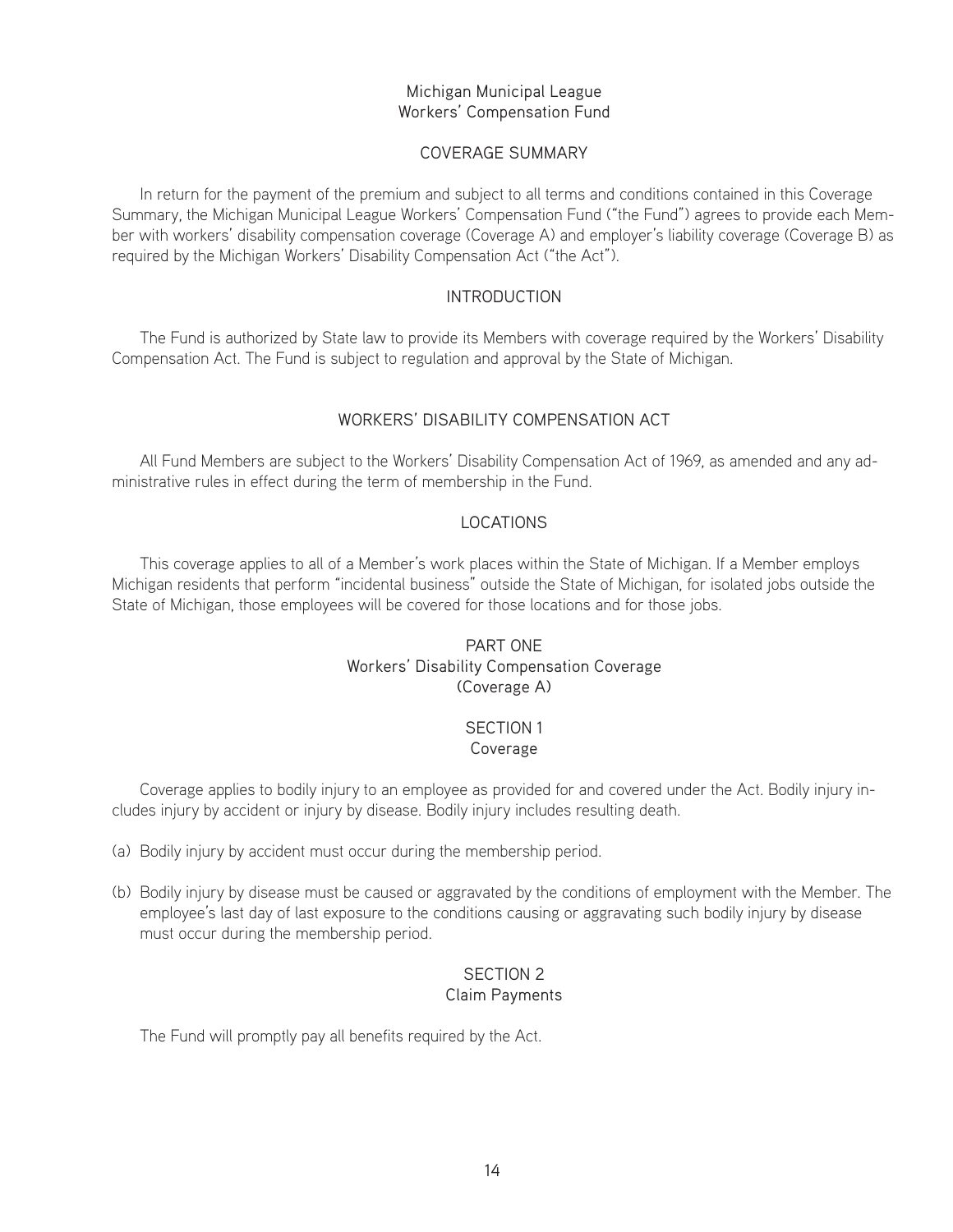# Michigan Municipal League
# Workers' Compensation Fund

## COVERAGE SUMMARY

In return for the payment of the premium and subject to all terms and conditions contained in this Coverage Summary, the Michigan Municipal League Workers' Compensation Fund ("the Fund") agrees to provide each Member with workers' disability compensation coverage (Coverage A) and employer's liability coverage (Coverage B) as required by the Michigan Workers' Disability Compensation Act ("the Act").

## INTRODUCTION

The Fund is authorized by State law to provide its Members with coverage required by the Workers' Disability Compensation Act. The Fund is subject to regulation and approval by the State of Michigan.

## WORKERS' DISABILITY COMPENSATION ACT

All Fund Members are subject to the Workers' Disability Compensation Act of 1969, as amended and any administrative rules in effect during the term of membership in the Fund.

## LOCATIONS

This coverage applies to all of a Member's work places within the State of Michigan. If a Member employs Michigan residents that perform "incidental business" outside the State of Michigan, for isolated jobs outside the State of Michigan, those employees will be covered for those locations and for those jobs.

## PART ONE
## Workers' Disability Compensation Coverage
## (Coverage A)

### SECTION 1
### Coverage

Coverage applies to bodily injury to an employee as provided for and covered under the Act. Bodily injury includes injury by accident or injury by disease. Bodily injury includes resulting death.

(a) Bodily injury by accident must occur during the membership period.

(b) Bodily injury by disease must be caused or aggravated by the conditions of employment with the Member. The employee's last day of last exposure to the conditions causing or aggravating such bodily injury by disease must occur during the membership period.

### SECTION 2
### Claim Payments

The Fund will promptly pay all benefits required by the Act.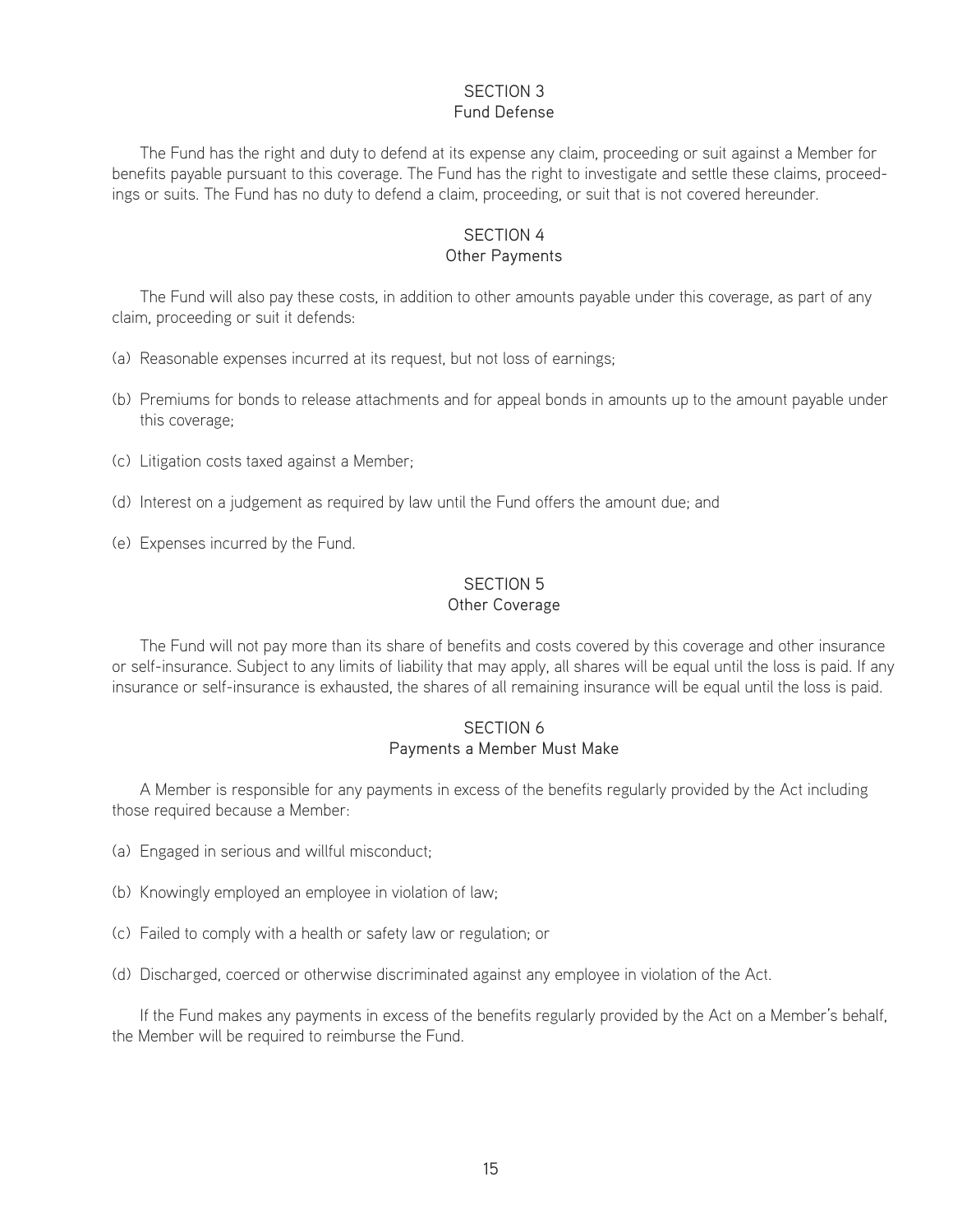## SECTION 3
## Fund Defense

The Fund has the right and duty to defend at its expense any claim, proceeding or suit against a Member for benefits payable pursuant to this coverage. The Fund has the right to investigate and settle these claims, proceedings or suits. The Fund has no duty to defend a claim, proceeding, or suit that is not covered hereunder.

## SECTION 4
## Other Payments

The Fund will also pay these costs, in addition to other amounts payable under this coverage, as part of any claim, proceeding or suit it defends:

(a) Reasonable expenses incurred at its request, but not loss of earnings;

(b) Premiums for bonds to release attachments and for appeal bonds in amounts up to the amount payable under this coverage;

(c) Litigation costs taxed against a Member;

(d) Interest on a judgement as required by law until the Fund offers the amount due; and

(e) Expenses incurred by the Fund.

## SECTION 5
## Other Coverage

The Fund will not pay more than its share of benefits and costs covered by this coverage and other insurance or self-insurance. Subject to any limits of liability that may apply, all shares will be equal until the loss is paid. If any insurance or self-insurance is exhausted, the shares of all remaining insurance will be equal until the loss is paid.

## SECTION 6
## Payments a Member Must Make

A Member is responsible for any payments in excess of the benefits regularly provided by the Act including those required because a Member:

(a) Engaged in serious and willful misconduct;

(b) Knowingly employed an employee in violation of law;

(c) Failed to comply with a health or safety law or regulation; or

(d) Discharged, coerced or otherwise discriminated against any employee in violation of the Act.

If the Fund makes any payments in excess of the benefits regularly provided by the Act on a Member's behalf, the Member will be required to reimburse the Fund.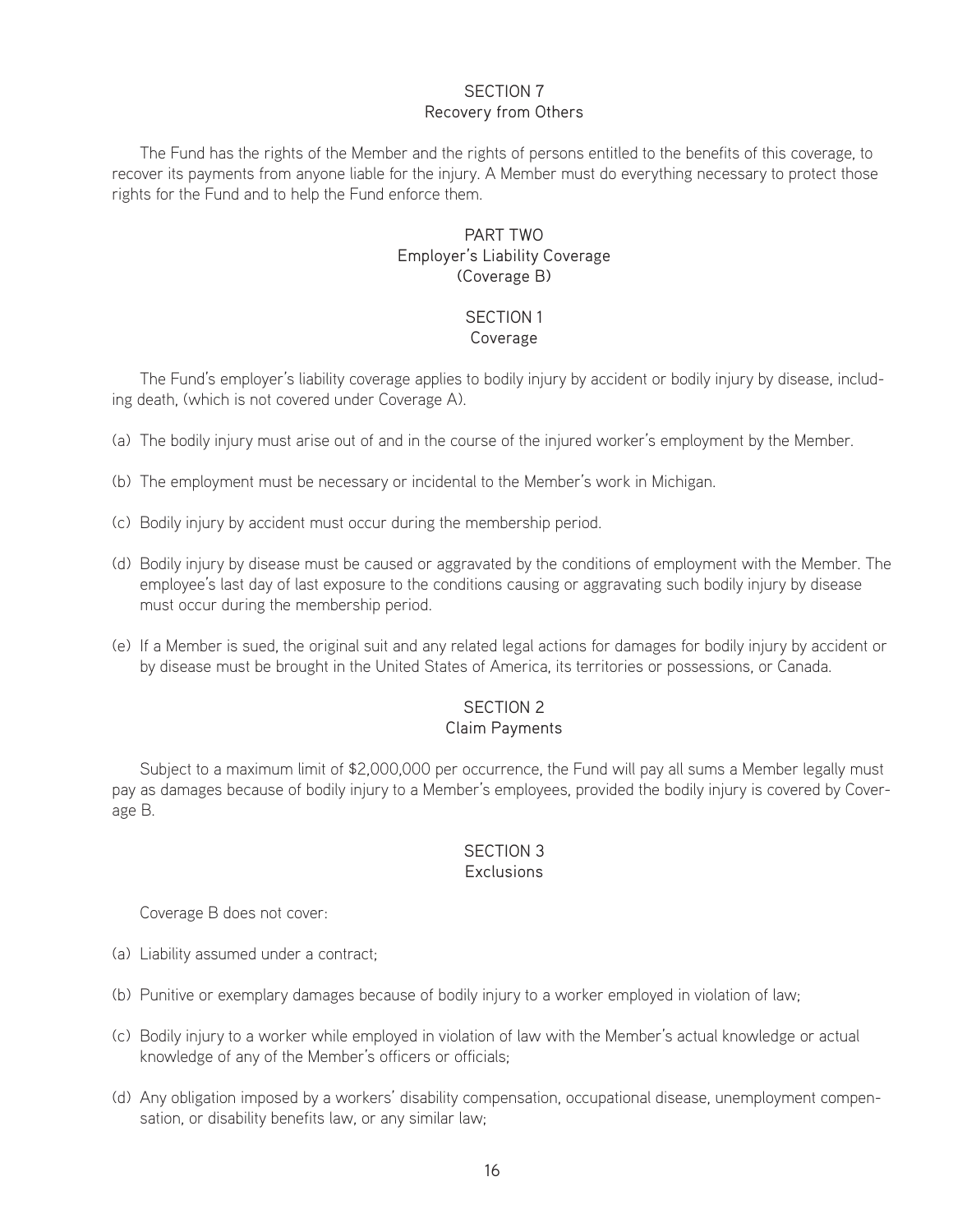## SECTION 7
### Recovery from Others

The Fund has the rights of the Member and the rights of persons entitled to the benefits of this coverage, to recover its payments from anyone liable for the injury. A Member must do everything necessary to protect those rights for the Fund and to help the Fund enforce them.

# PART TWO
## Employer's Liability Coverage
## (Coverage B)

## SECTION 1
### Coverage

The Fund's employer's liability coverage applies to bodily injury by accident or bodily injury by disease, including death, (which is not covered under Coverage A).

(a) The bodily injury must arise out of and in the course of the injured worker's employment by the Member.

(b) The employment must be necessary or incidental to the Member's work in Michigan.

(c) Bodily injury by accident must occur during the membership period.

(d) Bodily injury by disease must be caused or aggravated by the conditions of employment with the Member. The employee's last day of last exposure to the conditions causing or aggravating such bodily injury by disease must occur during the membership period.

(e) If a Member is sued, the original suit and any related legal actions for damages for bodily injury by accident or by disease must be brought in the United States of America, its territories or possessions, or Canada.

## SECTION 2
### Claim Payments

Subject to a maximum limit of $2,000,000 per occurrence, the Fund will pay all sums a Member legally must pay as damages because of bodily injury to a Member's employees, provided the bodily injury is covered by Coverage B.

## SECTION 3
### Exclusions

Coverage B does not cover:

(a) Liability assumed under a contract;

(b) Punitive or exemplary damages because of bodily injury to a worker employed in violation of law;

(c) Bodily injury to a worker while employed in violation of law with the Member's actual knowledge or actual knowledge of any of the Member's officers or officials;

(d) Any obligation imposed by a workers' disability compensation, occupational disease, unemployment compensation, or disability benefits law, or any similar law;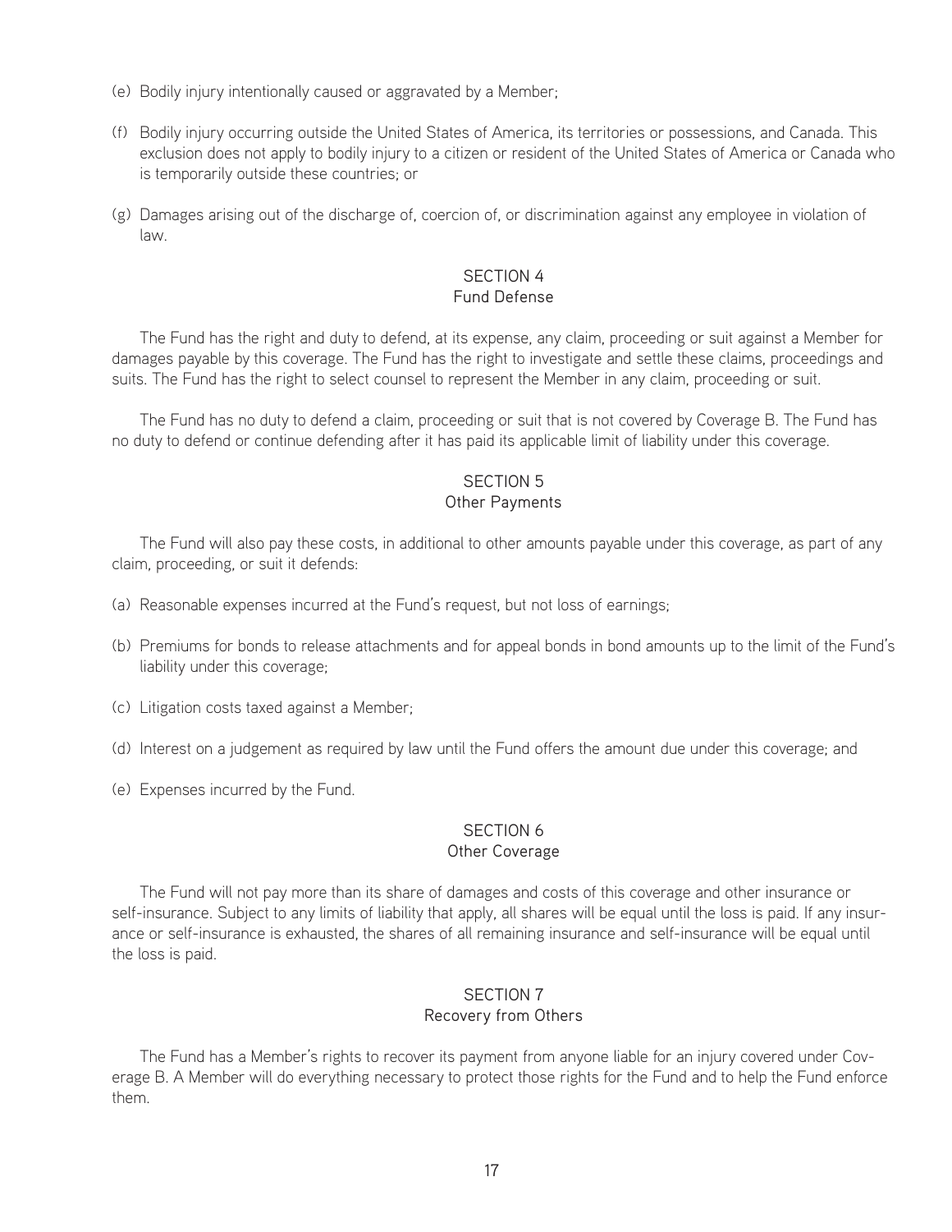(e) Bodily injury intentionally caused or aggravated by a Member;

(f) Bodily injury occurring outside the United States of America, its territories or possessions, and Canada. This exclusion does not apply to bodily injury to a citizen or resident of the United States of America or Canada who is temporarily outside these countries; or

(g) Damages arising out of the discharge of, coercion of, or discrimination against any employee in violation of law.

## SECTION 4
### Fund Defense

The Fund has the right and duty to defend, at its expense, any claim, proceeding or suit against a Member for damages payable by this coverage. The Fund has the right to investigate and settle these claims, proceedings and suits. The Fund has the right to select counsel to represent the Member in any claim, proceeding or suit.

The Fund has no duty to defend a claim, proceeding or suit that is not covered by Coverage B. The Fund has no duty to defend or continue defending after it has paid its applicable limit of liability under this coverage.

## SECTION 5
### Other Payments

The Fund will also pay these costs, in additional to other amounts payable under this coverage, as part of any claim, proceeding, or suit it defends:

(a) Reasonable expenses incurred at the Fund's request, but not loss of earnings;

(b) Premiums for bonds to release attachments and for appeal bonds in bond amounts up to the limit of the Fund's liability under this coverage;

(c) Litigation costs taxed against a Member;

(d) Interest on a judgement as required by law until the Fund offers the amount due under this coverage; and

(e) Expenses incurred by the Fund.

## SECTION 6
### Other Coverage

The Fund will not pay more than its share of damages and costs of this coverage and other insurance or self-insurance. Subject to any limits of liability that apply, all shares will be equal until the loss is paid. If any insurance or self-insurance is exhausted, the shares of all remaining insurance and self-insurance will be equal until the loss is paid.

## SECTION 7
### Recovery from Others

The Fund has a Member's rights to recover its payment from anyone liable for an injury covered under Coverage B. A Member will do everything necessary to protect those rights for the Fund and to help the Fund enforce them.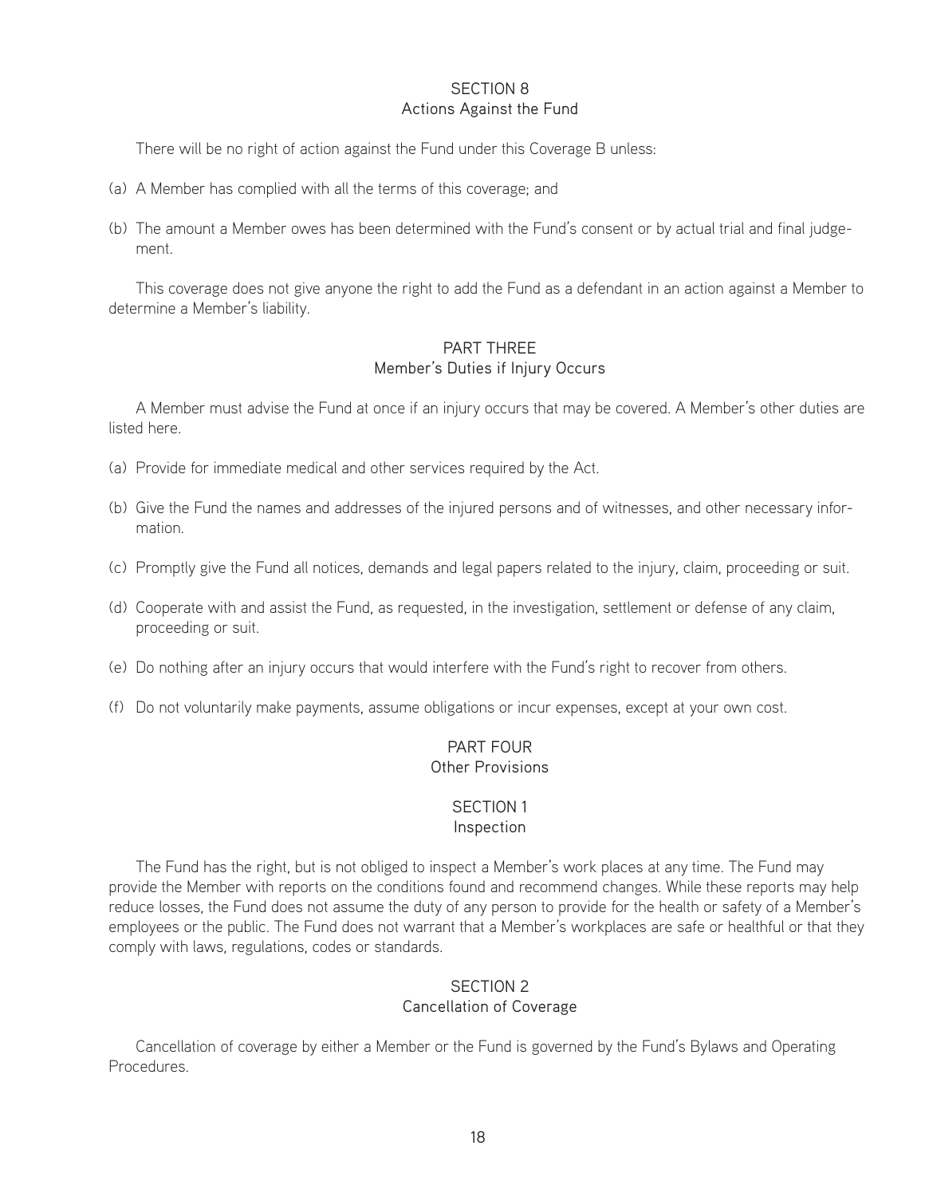## SECTION 8
### Actions Against the Fund

There will be no right of action against the Fund under this Coverage B unless:

(a) A Member has complied with all the terms of this coverage; and

(b) The amount a Member owes has been determined with the Fund's consent or by actual trial and final judgement.

This coverage does not give anyone the right to add the Fund as a defendant in an action against a Member to determine a Member's liability.

## PART THREE
### Member's Duties if Injury Occurs

A Member must advise the Fund at once if an injury occurs that may be covered. A Member's other duties are listed here.

(a) Provide for immediate medical and other services required by the Act.

(b) Give the Fund the names and addresses of the injured persons and of witnesses, and other necessary information.

(c) Promptly give the Fund all notices, demands and legal papers related to the injury, claim, proceeding or suit.

(d) Cooperate with and assist the Fund, as requested, in the investigation, settlement or defense of any claim, proceeding or suit.

(e) Do nothing after an injury occurs that would interfere with the Fund's right to recover from others.

(f) Do not voluntarily make payments, assume obligations or incur expenses, except at your own cost.

## PART FOUR
### Other Provisions

## SECTION 1
### Inspection

The Fund has the right, but is not obliged to inspect a Member's work places at any time. The Fund may provide the Member with reports on the conditions found and recommend changes. While these reports may help reduce losses, the Fund does not assume the duty of any person to provide for the health or safety of a Member's employees or the public. The Fund does not warrant that a Member's workplaces are safe or healthful or that they comply with laws, regulations, codes or standards.

## SECTION 2
### Cancellation of Coverage

Cancellation of coverage by either a Member or the Fund is governed by the Fund's Bylaws and Operating Procedures.